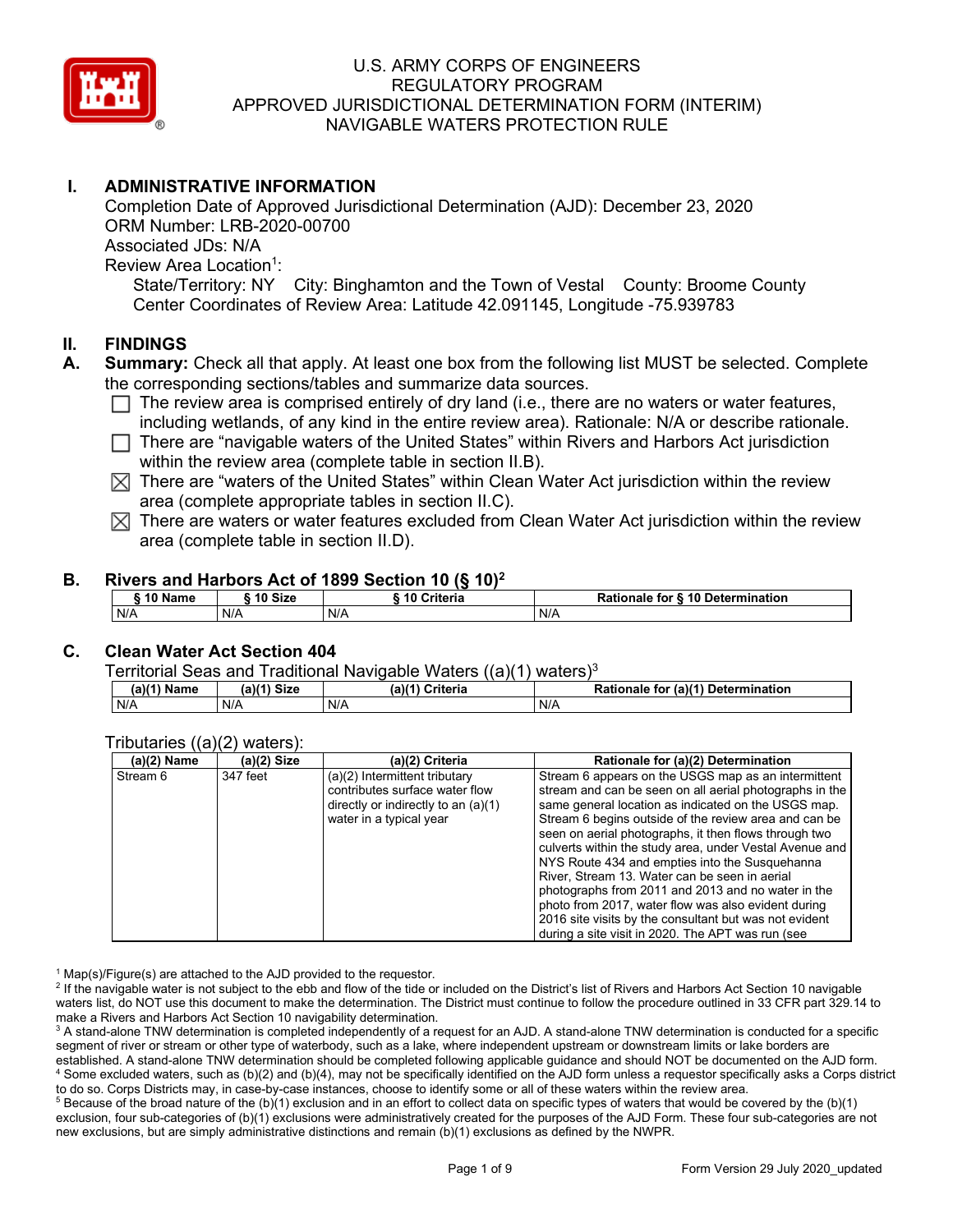U.S. ARMY CORPS OF ENGINEERS
REGULATORY PROGRAM
APPROVED JURISDICTIONAL DETERMINATION FORM (INTERIM)
NAVIGABLE WATERS PROTECTION RULE

## I. ADMINISTRATIVE INFORMATION

Completion Date of Approved Jurisdictional Determination (AJD): December 23, 2020
ORM Number: LRB-2020-00700
Associated JDs: N/A
Review Area Location[1]:
State/Territory: NY City: Binghamton and the Town of Vestal County: Broome County
Center Coordinates of Review Area: Latitude 42.091145, Longitude -75.939783

## II. FINDINGS

**A. Summary:** Check all that apply. At least one box from the following list MUST be selected. Complete the corresponding sections/tables and summarize data sources.

- ☐ The review area is comprised entirely of dry land (i.e., there are no waters or water features, including wetlands, of any kind in the entire review area). Rationale: N/A or describe rationale.
- ☐ There are "navigable waters of the United States" within Rivers and Harbors Act jurisdiction within the review area (complete table in section II.B).
- ☒ There are "waters of the United States" within Clean Water Act jurisdiction within the review area (complete appropriate tables in section II.C).
- ☒ There are waters or water features excluded from Clean Water Act jurisdiction within the review area (complete table in section II.D).

### B. Rivers and Harbors Act of 1899 Section 10 (§ 10)[2]

| § 10 Name | § 10 Size | § 10 Criteria | Rationale for § 10 Determination |
|---|---|---|---|
| N/A | N/A | N/A | N/A |

### C. Clean Water Act Section 404

Territorial Seas and Traditional Navigable Waters ((a)(1) waters)[3]

| (a)(1) Name | (a)(1) Size | (a)(1) Criteria | Rationale for (a)(1) Determination |
|---|---|---|---|
| N/A | N/A | N/A | N/A |

Tributaries ((a)(2) waters):

| (a)(2) Name | (a)(2) Size | (a)(2) Criteria | Rationale for (a)(2) Determination |
|---|---|---|---|
| Stream 6 | 347 feet | (a)(2) Intermittent tributary contributes surface water flow directly or indirectly to an (a)(1) water in a typical year | Stream 6 appears on the USGS map as an intermittent stream and can be seen on all aerial photographs in the same general location as indicated on the USGS map. Stream 6 begins outside of the review area and can be seen on aerial photographs, it then flows through two culverts within the study area, under Vestal Avenue and NYS Route 434 and empties into the Susquehanna River, Stream 13. Water can be seen in aerial photographs from 2011 and 2013 and no water in the photo from 2017, water flow was also evident during 2016 site visits by the consultant but was not evident during a site visit in 2020. The APT was run (see |

[1] Map(s)/Figure(s) are attached to the AJD provided to the requestor.
[2] If the navigable water is not subject to the ebb and flow of the tide or included on the District's list of Rivers and Harbors Act Section 10 navigable waters list, do NOT use this document to make the determination. The District must continue to follow the procedure outlined in 33 CFR part 329.14 to make a Rivers and Harbors Act Section 10 navigability determination.
[3] A stand-alone TNW determination is completed independently of a request for an AJD. A stand-alone TNW determination is conducted for a specific segment of river or stream or other type of waterbody, such as a lake, where independent upstream or downstream limits or lake borders are established. A stand-alone TNW determination should be completed following applicable guidance and should NOT be documented on the AJD form.
[4] Some excluded waters, such as (b)(2) and (b)(4), may not be specifically identified on the AJD form unless a requestor specifically asks a Corps district to do so. Corps Districts may, in case-by-case instances, choose to identify some or all of these waters within the review area.
[5] Because of the broad nature of the (b)(1) exclusion and in an effort to collect data on specific types of waters that would be covered by the (b)(1) exclusion, four sub-categories of (b)(1) exclusions were administratively created for the purposes of the AJD Form. These four sub-categories are not new exclusions, but are simply administrative distinctions and remain (b)(1) exclusions as defined by the NWPR.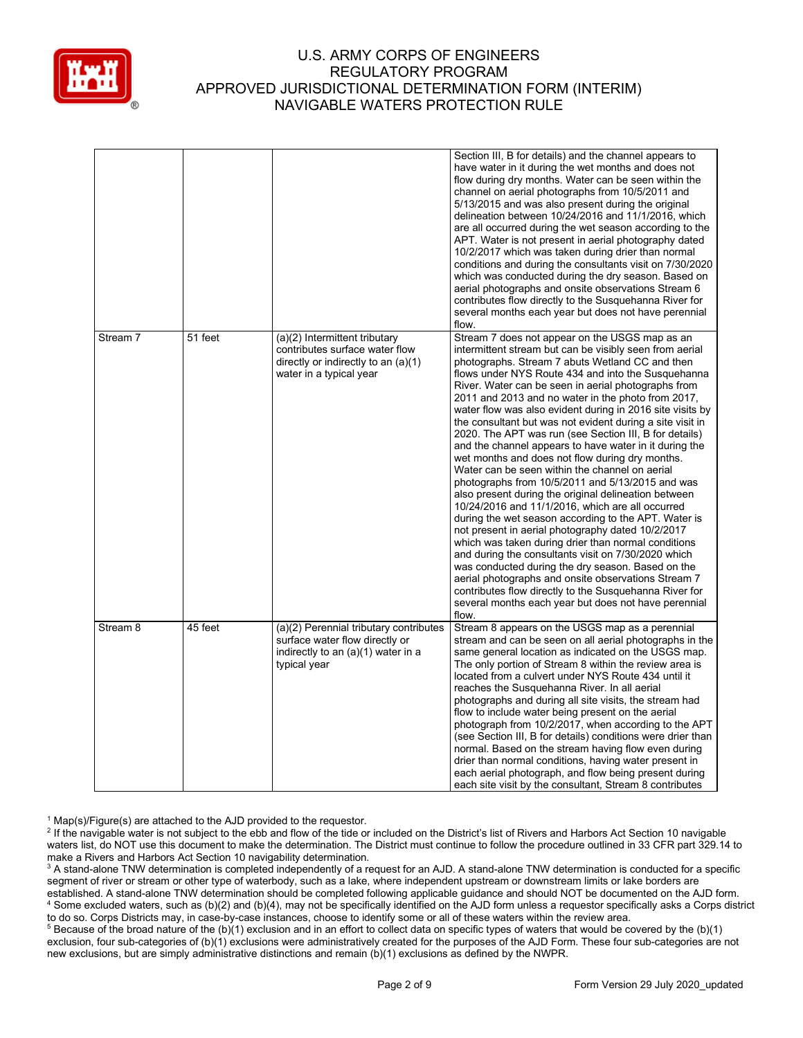| | | | |
|---|---|---|---|
| | | | Section III, B for details) and the channel appears to have water in it during the wet months and does not flow during dry months. Water can be seen within the channel on aerial photographs from 10/5/2011 and 5/13/2015 and was also present during the original delineation between 10/24/2016 and 11/1/2016, which are all occurred during the wet season according to the APT. Water is not present in aerial photography dated 10/2/2017 which was taken during drier than normal conditions and during the consultants visit on 7/30/2020 which was conducted during the dry season. Based on aerial photographs and onsite observations Stream 6 contributes flow directly to the Susquehanna River for several months each year but does not have perennial flow. |
| Stream 7 | 51 feet | (a)(2) Intermittent tributary contributes surface water flow directly or indirectly to an (a)(1) water in a typical year | Stream 7 does not appear on the USGS map as an intermittent stream but can be visibly seen from aerial photographs. Stream 7 abuts Wetland CC and then flows under NYS Route 434 and into the Susquehanna River. Water can be seen in aerial photographs from 2011 and 2013 and no water in the photo from 2017, water flow was also evident during in 2016 site visits by the consultant but was not evident during a site visit in 2020. The APT was run (see Section III, B for details) and the channel appears to have water in it during the wet months and does not flow during dry months. Water can be seen within the channel on aerial photographs from 10/5/2011 and 5/13/2015 and was also present during the original delineation between 10/24/2016 and 11/1/2016, which are all occurred during the wet season according to the APT. Water is not present in aerial photography dated 10/2/2017 which was taken during drier than normal conditions and during the consultants visit on 7/30/2020 which was conducted during the dry season. Based on the aerial photographs and onsite observations Stream 7 contributes flow directly to the Susquehanna River for several months each year but does not have perennial flow. |
| Stream 8 | 45 feet | (a)(2) Perennial tributary contributes surface water flow directly or indirectly to an (a)(1) water in a typical year | Stream 8 appears on the USGS map as a perennial stream and can be seen on all aerial photographs in the same general location as indicated on the USGS map. The only portion of Stream 8 within the review area is located from a culvert under NYS Route 434 until it reaches the Susquehanna River. In all aerial photographs and during all site visits, the stream had flow to include water being present on the aerial photograph from 10/2/2017, when according to the APT (see Section III, B for details) conditions were drier than normal. Based on the stream having flow even during drier than normal conditions, having water present in each aerial photograph, and flow being present during each site visit by the consultant, Stream 8 contributes |

[1] Map(s)/Figure(s) are attached to the AJD provided to the requestor.
[2] If the navigable water is not subject to the ebb and flow of the tide or included on the District's list of Rivers and Harbors Act Section 10 navigable waters list, do NOT use this document to make the determination. The District must continue to follow the procedure outlined in 33 CFR part 329.14 to make a Rivers and Harbors Act Section 10 navigability determination.
[3] A stand-alone TNW determination is completed independently of a request for an AJD. A stand-alone TNW determination is conducted for a specific segment of river or stream or other type of waterbody, such as a lake, where independent upstream or downstream limits or lake borders are established. A stand-alone TNW determination should be completed following applicable guidance and should NOT be documented on the AJD form.
[4] Some excluded waters, such as (b)(2) and (b)(4), may not be specifically identified on the AJD form unless a requestor specifically asks a Corps district to do so. Corps Districts may, in case-by-case instances, choose to identify some or all of these waters within the review area.
[5] Because of the broad nature of the (b)(1) exclusion and in an effort to collect data on specific types of waters that would be covered by the (b)(1) exclusion, four sub-categories of (b)(1) exclusions were administratively created for the purposes of the AJD Form. These four sub-categories are not new exclusions, but are simply administrative distinctions and remain (b)(1) exclusions as defined by the NWPR.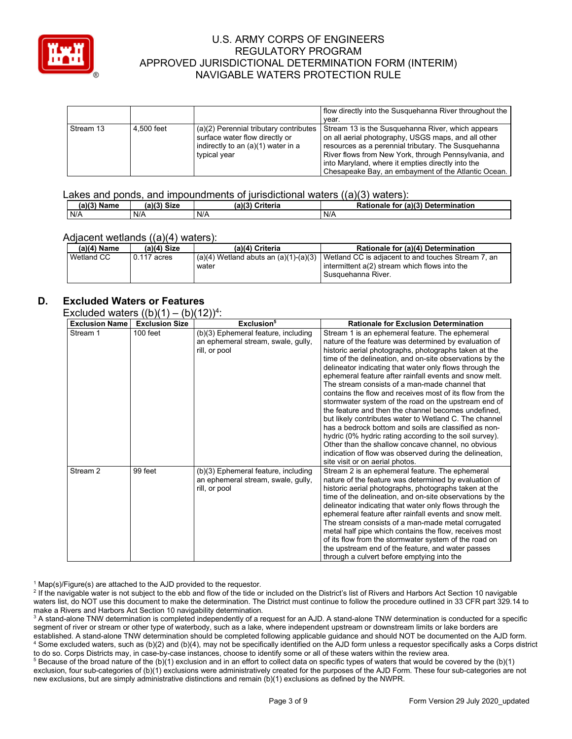| | | | flow directly into the Susquehanna River throughout the year. |
|---|---|---|---|
| Stream 13 | 4,500 feet | (a)(2) Perennial tributary contributes surface water flow directly or indirectly to an (a)(1) water in a typical year | Stream 13 is the Susquehanna River, which appears on all aerial photography, USGS maps, and all other resources as a perennial tributary. The Susquehanna River flows from New York, through Pennsylvania, and into Maryland, where it empties directly into the Chesapeake Bay, an embayment of the Atlantic Ocean. |

Lakes and ponds, and impoundments of jurisdictional waters ((a)(3) waters):

| (a)(3) Name | (a)(3) Size | (a)(3) Criteria | Rationale for (a)(3) Determination |
|---|---|---|---|
| N/A | N/A | N/A | N/A |

Adjacent wetlands ((a)(4) waters):

| (a)(4) Name | (a)(4) Size | (a)(4) Criteria | Rationale for (a)(4) Determination |
|---|---|---|---|
| Wetland CC | 0.117 acres | (a)(4) Wetland abuts an (a)(1)-(a)(3) water | Wetland CC is adjacent to and touches Stream 7, an intermittent a(2) stream which flows into the Susquehanna River. |

## D. Excluded Waters or Features

Excluded waters ((b)(1) – (b)(12))[4]:

| Exclusion Name | Exclusion Size | Exclusion[5] | Rationale for Exclusion Determination |
|---|---|---|---|
| Stream 1 | 100 feet | (b)(3) Ephemeral feature, including an ephemeral stream, swale, gully, rill, or pool | Stream 1 is an ephemeral feature. The ephemeral nature of the feature was determined by evaluation of historic aerial photographs, photographs taken at the time of the delineation, and on-site observations by the delineator indicating that water only flows through the ephemeral feature after rainfall events and snow melt. The stream consists of a man-made channel that contains the flow and receives most of its flow from the stormwater system of the road on the upstream end of the feature and then the channel becomes undefined, but likely contributes water to Wetland C. The channel has a bedrock bottom and soils are classified as non-hydric (0% hydric rating according to the soil survey). Other than the shallow concave channel, no obvious indication of flow was observed during the delineation, site visit or on aerial photos. |
| Stream 2 | 99 feet | (b)(3) Ephemeral feature, including an ephemeral stream, swale, gully, rill, or pool | Stream 2 is an ephemeral feature. The ephemeral nature of the feature was determined by evaluation of historic aerial photographs, photographs taken at the time of the delineation, and on-site observations by the delineator indicating that water only flows through the ephemeral feature after rainfall events and snow melt. The stream consists of a man-made metal corrugated metal half pipe which contains the flow, receives most of its flow from the stormwater system of the road on the upstream end of the feature, and water passes through a culvert before emptying into the |

[1] Map(s)/Figure(s) are attached to the AJD provided to the requestor.

[2] If the navigable water is not subject to the ebb and flow of the tide or included on the District's list of Rivers and Harbors Act Section 10 navigable waters list, do NOT use this document to make the determination. The District must continue to follow the procedure outlined in 33 CFR part 329.14 to make a Rivers and Harbors Act Section 10 navigability determination.

[3] A stand-alone TNW determination is completed independently of a request for an AJD. A stand-alone TNW determination is conducted for a specific segment of river or stream or other type of waterbody, such as a lake, where independent upstream or downstream limits or lake borders are established. A stand-alone TNW determination should be completed following applicable guidance and should NOT be documented on the AJD form.

[4] Some excluded waters, such as (b)(2) and (b)(4), may not be specifically identified on the AJD form unless a requestor specifically asks a Corps district to do so. Corps Districts may, in case-by-case instances, choose to identify some or all of these waters within the review area.

[5] Because of the broad nature of the (b)(1) exclusion and in an effort to collect data on specific types of waters that would be covered by the (b)(1) exclusion, four sub-categories of (b)(1) exclusions were administratively created for the purposes of the AJD Form. These four sub-categories are not new exclusions, but are simply administrative distinctions and remain (b)(1) exclusions as defined by the NWPR.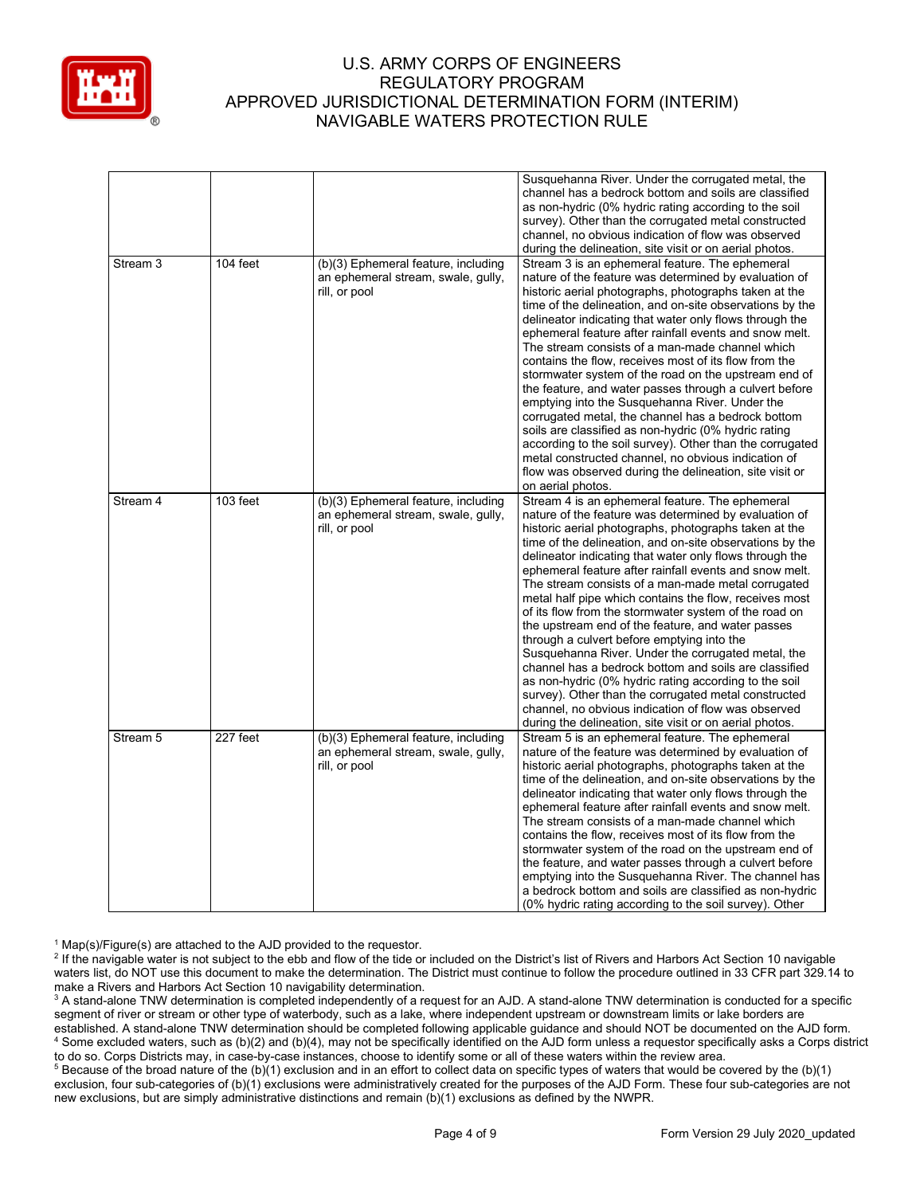| | | | |
|---|---|---|---|
| | | | Susquehanna River. Under the corrugated metal, the channel has a bedrock bottom and soils are classified as non-hydric (0% hydric rating according to the soil survey). Other than the corrugated metal constructed channel, no obvious indication of flow was observed during the delineation, site visit or on aerial photos. |
| Stream 3 | 104 feet | (b)(3) Ephemeral feature, including an ephemeral stream, swale, gully, rill, or pool | Stream 3 is an ephemeral feature. The ephemeral nature of the feature was determined by evaluation of historic aerial photographs, photographs taken at the time of the delineation, and on-site observations by the delineator indicating that water only flows through the ephemeral feature after rainfall events and snow melt. The stream consists of a man-made channel which contains the flow, receives most of its flow from the stormwater system of the road on the upstream end of the feature, and water passes through a culvert before emptying into the Susquehanna River. Under the corrugated metal, the channel has a bedrock bottom soils are classified as non-hydric (0% hydric rating according to the soil survey). Other than the corrugated metal constructed channel, no obvious indication of flow was observed during the delineation, site visit or on aerial photos. |
| Stream 4 | 103 feet | (b)(3) Ephemeral feature, including an ephemeral stream, swale, gully, rill, or pool | Stream 4 is an ephemeral feature. The ephemeral nature of the feature was determined by evaluation of historic aerial photographs, photographs taken at the time of the delineation, and on-site observations by the delineator indicating that water only flows through the ephemeral feature after rainfall events and snow melt. The stream consists of a man-made metal corrugated metal half pipe which contains the flow, receives most of its flow from the stormwater system of the road on the upstream end of the feature, and water passes through a culvert before emptying into the Susquehanna River. Under the corrugated metal, the channel has a bedrock bottom and soils are classified as non-hydric (0% hydric rating according to the soil survey). Other than the corrugated metal constructed channel, no obvious indication of flow was observed during the delineation, site visit or on aerial photos. |
| Stream 5 | 227 feet | (b)(3) Ephemeral feature, including an ephemeral stream, swale, gully, rill, or pool | Stream 5 is an ephemeral feature. The ephemeral nature of the feature was determined by evaluation of historic aerial photographs, photographs taken at the time of the delineation, and on-site observations by the delineator indicating that water only flows through the ephemeral feature after rainfall events and snow melt. The stream consists of a man-made channel which contains the flow, receives most of its flow from the stormwater system of the road on the upstream end of the feature, and water passes through a culvert before emptying into the Susquehanna River. The channel has a bedrock bottom and soils are classified as non-hydric (0% hydric rating according to the soil survey). Other |

[1] Map(s)/Figure(s) are attached to the AJD provided to the requestor.
[2] If the navigable water is not subject to the ebb and flow of the tide or included on the District's list of Rivers and Harbors Act Section 10 navigable waters list, do NOT use this document to make the determination. The District must continue to follow the procedure outlined in 33 CFR part 329.14 to make a Rivers and Harbors Act Section 10 navigability determination.
[3] A stand-alone TNW determination is completed independently of a request for an AJD. A stand-alone TNW determination is conducted for a specific segment of river or stream or other type of waterbody, such as a lake, where independent upstream or downstream limits or lake borders are established. A stand-alone TNW determination should be completed following applicable guidance and should NOT be documented on the AJD form.
[4] Some excluded waters, such as (b)(2) and (b)(4), may not be specifically identified on the AJD form unless a requestor specifically asks a Corps district to do so. Corps Districts may, in case-by-case instances, choose to identify some or all of these waters within the review area.
[5] Because of the broad nature of the (b)(1) exclusion and in an effort to collect data on specific types of waters that would be covered by the (b)(1) exclusion, four sub-categories of (b)(1) exclusions were administratively created for the purposes of the AJD Form. These four sub-categories are not new exclusions, but are simply administrative distinctions and remain (b)(1) exclusions as defined by the NWPR.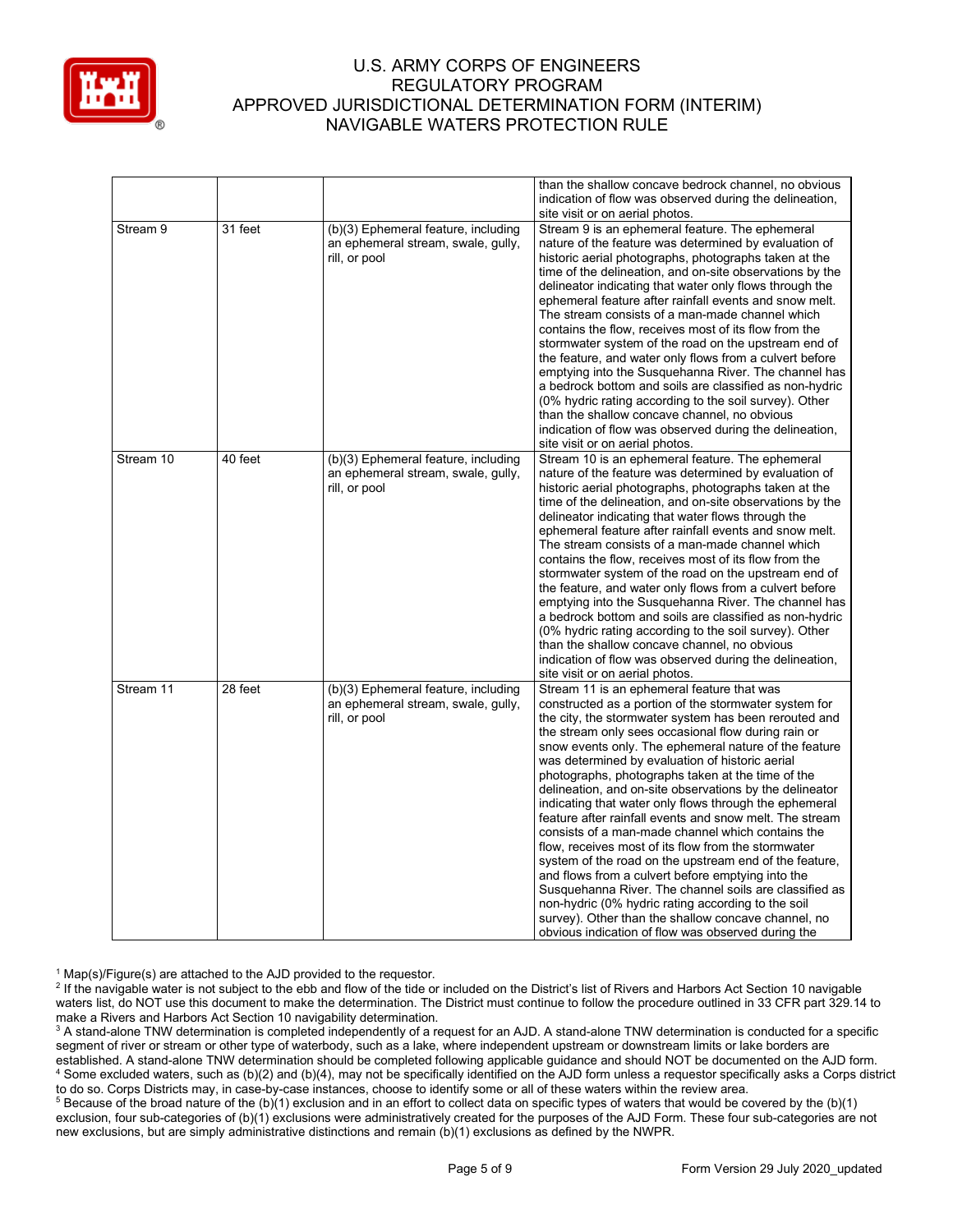| | | | than the shallow concave bedrock channel, no obvious indication of flow was observed during the delineation, site visit or on aerial photos. |
|---|---|---|---|
| Stream 9 | 31 feet | (b)(3) Ephemeral feature, including an ephemeral stream, swale, gully, rill, or pool | Stream 9 is an ephemeral feature. The ephemeral nature of the feature was determined by evaluation of historic aerial photographs, photographs taken at the time of the delineation, and on-site observations by the delineator indicating that water only flows through the ephemeral feature after rainfall events and snow melt. The stream consists of a man-made channel which contains the flow, receives most of its flow from the stormwater system of the road on the upstream end of the feature, and water only flows from a culvert before emptying into the Susquehanna River. The channel has a bedrock bottom and soils are classified as non-hydric (0% hydric rating according to the soil survey). Other than the shallow concave channel, no obvious indication of flow was observed during the delineation, site visit or on aerial photos. |
| Stream 10 | 40 feet | (b)(3) Ephemeral feature, including an ephemeral stream, swale, gully, rill, or pool | Stream 10 is an ephemeral feature. The ephemeral nature of the feature was determined by evaluation of historic aerial photographs, photographs taken at the time of the delineation, and on-site observations by the delineator indicating that water flows through the ephemeral feature after rainfall events and snow melt. The stream consists of a man-made channel which contains the flow, receives most of its flow from the stormwater system of the road on the upstream end of the feature, and water only flows from a culvert before emptying into the Susquehanna River. The channel has a bedrock bottom and soils are classified as non-hydric (0% hydric rating according to the soil survey). Other than the shallow concave channel, no obvious indication of flow was observed during the delineation, site visit or on aerial photos. |
| Stream 11 | 28 feet | (b)(3) Ephemeral feature, including an ephemeral stream, swale, gully, rill, or pool | Stream 11 is an ephemeral feature that was constructed as a portion of the stormwater system for the city, the stormwater system has been rerouted and the stream only sees occasional flow during rain or snow events only. The ephemeral nature of the feature was determined by evaluation of historic aerial photographs, photographs taken at the time of the delineation, and on-site observations by the delineator indicating that water only flows through the ephemeral feature after rainfall events and snow melt. The stream consists of a man-made channel which contains the flow, receives most of its flow from the stormwater system of the road on the upstream end of the feature, and flows from a culvert before emptying into the Susquehanna River. The channel soils are classified as non-hydric (0% hydric rating according to the soil survey). Other than the shallow concave channel, no obvious indication of flow was observed during the |

[1] Map(s)/Figure(s) are attached to the AJD provided to the requestor.

[2] If the navigable water is not subject to the ebb and flow of the tide or included on the District's list of Rivers and Harbors Act Section 10 navigable waters list, do NOT use this document to make the determination. The District must continue to follow the procedure outlined in 33 CFR part 329.14 to make a Rivers and Harbors Act Section 10 navigability determination.

[3] A stand-alone TNW determination is completed independently of a request for an AJD. A stand-alone TNW determination is conducted for a specific segment of river or stream or other type of waterbody, such as a lake, where independent upstream or downstream limits or lake borders are established. A stand-alone TNW determination should be completed following applicable guidance and should NOT be documented on the AJD form.

[4] Some excluded waters, such as (b)(2) and (b)(4), may not be specifically identified on the AJD form unless a requestor specifically asks a Corps district to do so. Corps Districts may, in case-by-case instances, choose to identify some or all of these waters within the review area.

[5] Because of the broad nature of the (b)(1) exclusion and in an effort to collect data on specific types of waters that would be covered by the (b)(1) exclusion, four sub-categories of (b)(1) exclusions were administratively created for the purposes of the AJD Form. These four sub-categories are not new exclusions, but are simply administrative distinctions and remain (b)(1) exclusions as defined by the NWPR.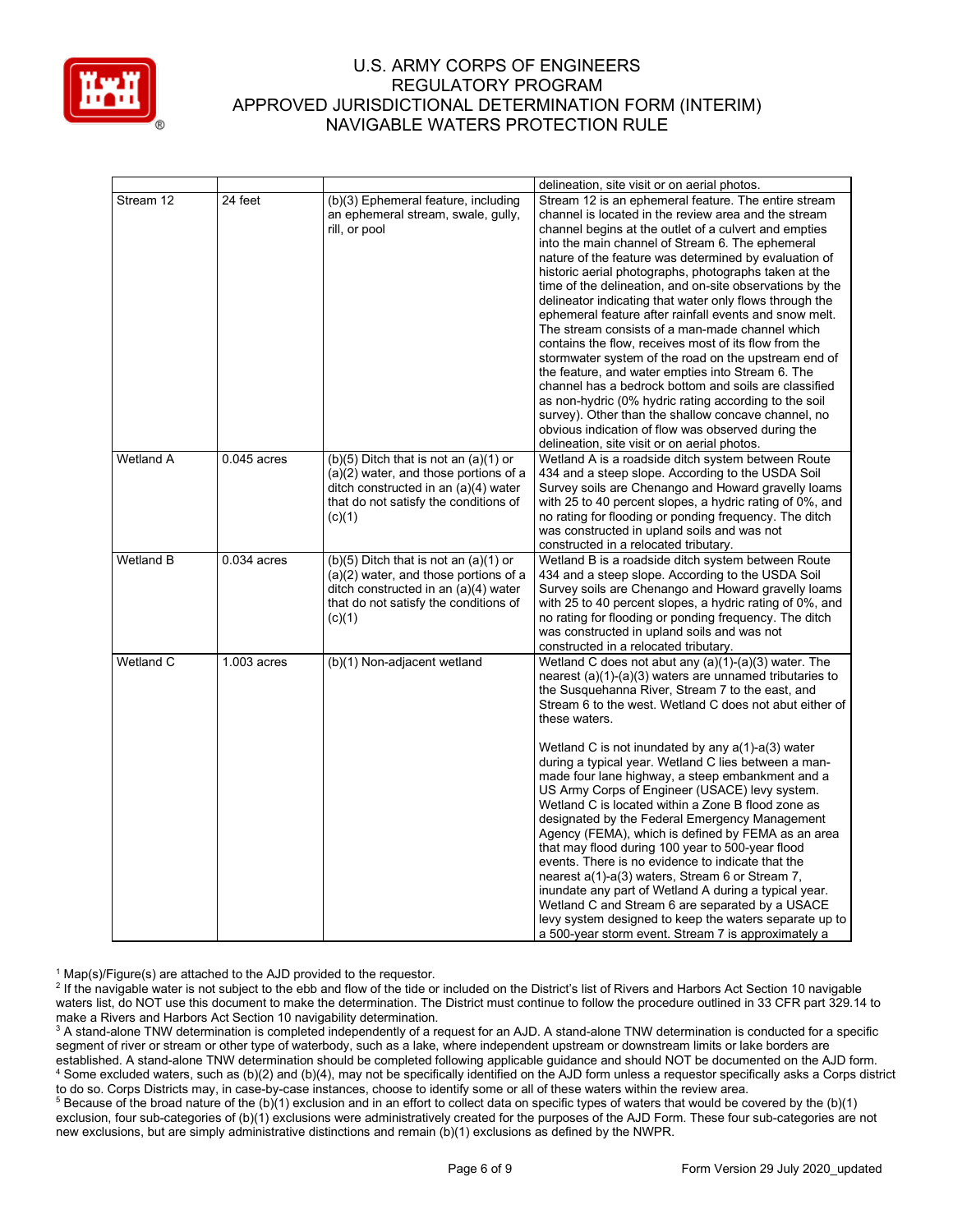# U.S. ARMY CORPS OF ENGINEERS
## REGULATORY PROGRAM
## APPROVED JURISDICTIONAL DETERMINATION FORM (INTERIM)
## NAVIGABLE WATERS PROTECTION RULE

| | | | |
|---|---|---|---|
| | | | delineation, site visit or on aerial photos. |
| Stream 12 | 24 feet | (b)(3) Ephemeral feature, including an ephemeral stream, swale, gully, rill, or pool | Stream 12 is an ephemeral feature. The entire stream channel is located in the review area and the stream channel begins at the outlet of a culvert and empties into the main channel of Stream 6. The ephemeral nature of the feature was determined by evaluation of historic aerial photographs, photographs taken at the time of the delineation, and on-site observations by the delineator indicating that water only flows through the ephemeral feature after rainfall events and snow melt. The stream consists of a man-made channel which contains the flow, receives most of its flow from the stormwater system of the road on the upstream end of the feature, and water empties into Stream 6. The channel has a bedrock bottom and soils are classified as non-hydric (0% hydric rating according to the soil survey). Other than the shallow concave channel, no obvious indication of flow was observed during the delineation, site visit or on aerial photos. |
| Wetland A | 0.045 acres | (b)(5) Ditch that is not an (a)(1) or (a)(2) water, and those portions of a ditch constructed in an (a)(4) water that do not satisfy the conditions of (c)(1) | Wetland A is a roadside ditch system between Route 434 and a steep slope. According to the USDA Soil Survey soils are Chenango and Howard gravelly loams with 25 to 40 percent slopes, a hydric rating of 0%, and no rating for flooding or ponding frequency. The ditch was constructed in upland soils and was not constructed in a relocated tributary. |
| Wetland B | 0.034 acres | (b)(5) Ditch that is not an (a)(1) or (a)(2) water, and those portions of a ditch constructed in an (a)(4) water that do not satisfy the conditions of (c)(1) | Wetland B is a roadside ditch system between Route 434 and a steep slope. According to the USDA Soil Survey soils are Chenango and Howard gravelly loams with 25 to 40 percent slopes, a hydric rating of 0%, and no rating for flooding or ponding frequency. The ditch was constructed in upland soils and was not constructed in a relocated tributary. |
| Wetland C | 1.003 acres | (b)(1) Non-adjacent wetland | Wetland C does not abut any (a)(1)-(a)(3) water. The nearest (a)(1)-(a)(3) waters are unnamed tributaries to the Susquehanna River, Stream 7 to the east, and Stream 6 to the west. Wetland C does not abut either of these waters.<br><br>Wetland C is not inundated by any a(1)-a(3) water during a typical year. Wetland C lies between a man-made four lane highway, a steep embankment and a US Army Corps of Engineer (USACE) levy system. Wetland C is located within a Zone B flood zone as designated by the Federal Emergency Management Agency (FEMA), which is defined by FEMA as an area that may flood during 100 year to 500-year flood events. There is no evidence to indicate that the nearest a(1)-a(3) waters, Stream 6 or Stream 7, inundate any part of Wetland A during a typical year. Wetland C and Stream 6 are separated by a USACE levy system designed to keep the waters separate up to a 500-year storm event. Stream 7 is approximately a |

[1] Map(s)/Figure(s) are attached to the AJD provided to the requestor.
[2] If the navigable water is not subject to the ebb and flow of the tide or included on the District's list of Rivers and Harbors Act Section 10 navigable waters list, do NOT use this document to make the determination. The District must continue to follow the procedure outlined in 33 CFR part 329.14 to make a Rivers and Harbors Act Section 10 navigability determination.
[3] A stand-alone TNW determination is completed independently of a request for an AJD. A stand-alone TNW determination is conducted for a specific segment of river or stream or other type of waterbody, such as a lake, where independent upstream or downstream limits or lake borders are established. A stand-alone TNW determination should be completed following applicable guidance and should NOT be documented on the AJD form.
[4] Some excluded waters, such as (b)(2) and (b)(4), may not be specifically identified on the AJD form unless a requestor specifically asks a Corps district to do so. Corps Districts may, in case-by-case instances, choose to identify some or all of these waters within the review area.
[5] Because of the broad nature of the (b)(1) exclusion and in an effort to collect data on specific types of waters that would be covered by the (b)(1) exclusion, four sub-categories of (b)(1) exclusions were administratively created for the purposes of the AJD Form. These four sub-categories are not new exclusions, but are simply administrative distinctions and remain (b)(1) exclusions as defined by the NWPR.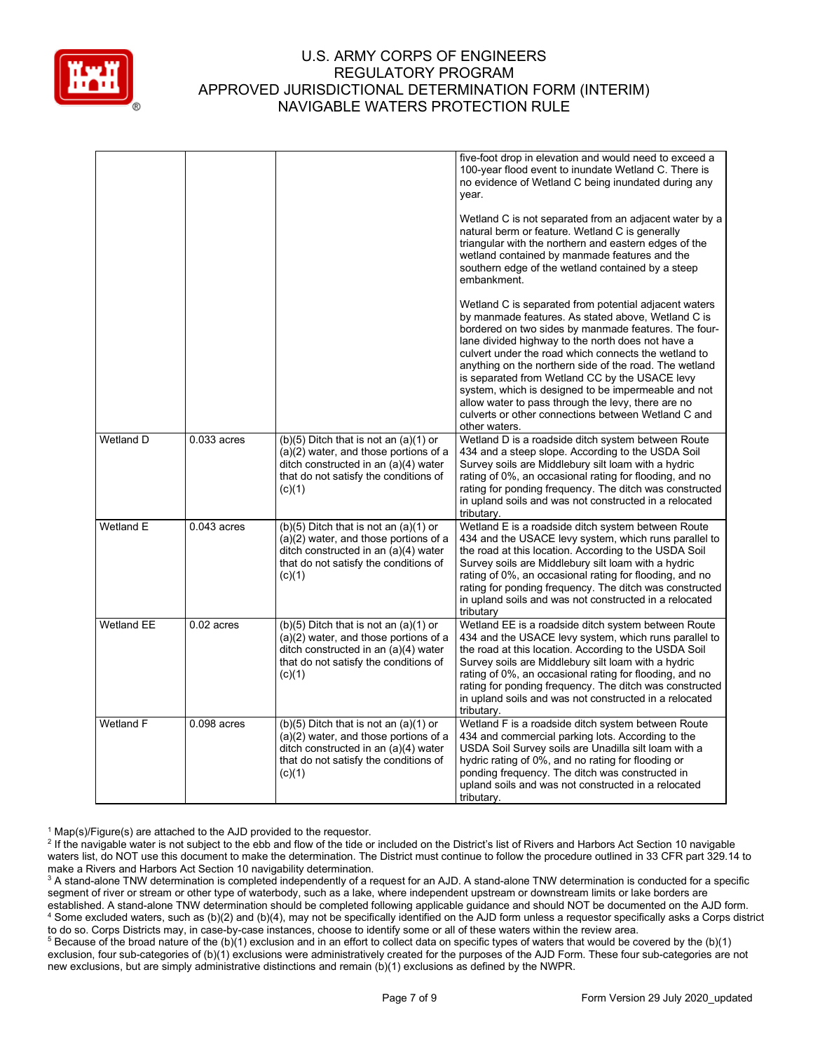| | | | |
|---|---|---|---|
| | | | five-foot drop in elevation and would need to exceed a 100-year flood event to inundate Wetland C. There is no evidence of Wetland C being inundated during any year.<br><br>Wetland C is not separated from an adjacent water by a natural berm or feature. Wetland C is generally triangular with the northern and eastern edges of the wetland contained by manmade features and the southern edge of the wetland contained by a steep embankment.<br><br>Wetland C is separated from potential adjacent waters by manmade features. As stated above, Wetland C is bordered on two sides by manmade features. The four-lane divided highway to the north does not have a culvert under the road which connects the wetland to anything on the northern side of the road. The wetland is separated from Wetland CC by the USACE levy system, which is designed to be impermeable and not allow water to pass through the levy, there are no culverts or other connections between Wetland C and other waters. |
| Wetland D | 0.033 acres | (b)(5) Ditch that is not an (a)(1) or (a)(2) water, and those portions of a ditch constructed in an (a)(4) water that do not satisfy the conditions of (c)(1) | Wetland D is a roadside ditch system between Route 434 and a steep slope. According to the USDA Soil Survey soils are Middlebury silt loam with a hydric rating of 0%, an occasional rating for flooding, and no rating for ponding frequency. The ditch was constructed in upland soils and was not constructed in a relocated tributary. |
| Wetland E | 0.043 acres | (b)(5) Ditch that is not an (a)(1) or (a)(2) water, and those portions of a ditch constructed in an (a)(4) water that do not satisfy the conditions of (c)(1) | Wetland E is a roadside ditch system between Route 434 and the USACE levy system, which runs parallel to the road at this location. According to the USDA Soil Survey soils are Middlebury silt loam with a hydric rating of 0%, an occasional rating for flooding, and no rating for ponding frequency. The ditch was constructed in upland soils and was not constructed in a relocated tributary |
| Wetland EE | 0.02 acres | (b)(5) Ditch that is not an (a)(1) or (a)(2) water, and those portions of a ditch constructed in an (a)(4) water that do not satisfy the conditions of (c)(1) | Wetland EE is a roadside ditch system between Route 434 and the USACE levy system, which runs parallel to the road at this location. According to the USDA Soil Survey soils are Middlebury silt loam with a hydric rating of 0%, an occasional rating for flooding, and no rating for ponding frequency. The ditch was constructed in upland soils and was not constructed in a relocated tributary. |
| Wetland F | 0.098 acres | (b)(5) Ditch that is not an (a)(1) or (a)(2) water, and those portions of a ditch constructed in an (a)(4) water that do not satisfy the conditions of (c)(1) | Wetland F is a roadside ditch system between Route 434 and commercial parking lots. According to the USDA Soil Survey soils are Unadilla silt loam with a hydric rating of 0%, and no rating for flooding or ponding frequency. The ditch was constructed in upland soils and was not constructed in a relocated tributary. |

[1] Map(s)/Figure(s) are attached to the AJD provided to the requestor.
[2] If the navigable water is not subject to the ebb and flow of the tide or included on the District's list of Rivers and Harbors Act Section 10 navigable waters list, do NOT use this document to make the determination. The District must continue to follow the procedure outlined in 33 CFR part 329.14 to make a Rivers and Harbors Act Section 10 navigability determination.
[3] A stand-alone TNW determination is completed independently of a request for an AJD. A stand-alone TNW determination is conducted for a specific segment of river or stream or other type of waterbody, such as a lake, where independent upstream or downstream limits or lake borders are established. A stand-alone TNW determination should be completed following applicable guidance and should NOT be documented on the AJD form.
[4] Some excluded waters, such as (b)(2) and (b)(4), may not be specifically identified on the AJD form unless a requestor specifically asks a Corps district to do so. Corps Districts may, in case-by-case instances, choose to identify some or all of these waters within the review area.
[5] Because of the broad nature of the (b)(1) exclusion and in an effort to collect data on specific types of waters that would be covered by the (b)(1) exclusion, four sub-categories of (b)(1) exclusions were administratively created for the purposes of the AJD Form. These four sub-categories are not new exclusions, but are simply administrative distinctions and remain (b)(1) exclusions as defined by the NWPR.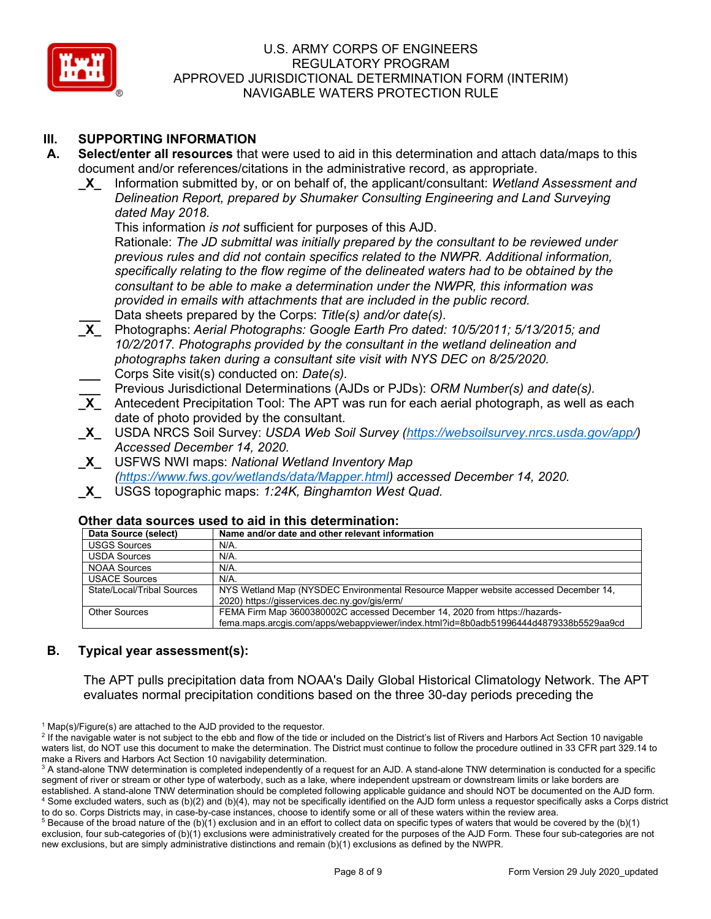## III. SUPPORTING INFORMATION

**A. Select/enter all resources** that were used to aid in this determination and attach data/maps to this document and/or references/citations in the administrative record, as appropriate.

_X_ Information submitted by, or on behalf of, the applicant/consultant: *Wetland Assessment and Delineation Report, prepared by Shumaker Consulting Engineering and Land Surveying dated May 2018.*
This information *is not* sufficient for purposes of this AJD.
Rationale: *The JD submittal was initially prepared by the consultant to be reviewed under previous rules and did not contain specifics related to the NWPR. Additional information, specifically relating to the flow regime of the delineated waters had to be obtained by the consultant to be able to make a determination under the NWPR, this information was provided in emails with attachments that are included in the public record.*

___ Data sheets prepared by the Corps: *Title(s) and/or date(s).*

_X_ Photographs: *Aerial Photographs: Google Earth Pro dated: 10/5/2011; 5/13/2015; and 10/2/2017. Photographs provided by the consultant in the wetland delineation and photographs taken during a consultant site visit with NYS DEC on 8/25/2020.*

___ Corps Site visit(s) conducted on: *Date(s).*

___ Previous Jurisdictional Determinations (AJDs or PJDs): *ORM Number(s) and date(s).*

_X_ Antecedent Precipitation Tool: The APT was run for each aerial photograph, as well as each date of photo provided by the consultant.

_X_ USDA NRCS Soil Survey: *USDA Web Soil Survey (https://websoilsurvey.nrcs.usda.gov/app/) Accessed December 14, 2020.*

_X_ USFWS NWI maps: *National Wetland Inventory Map (https://www.fws.gov/wetlands/data/Mapper.html) accessed December 14, 2020.*

_X_ USGS topographic maps: *1:24K, Binghamton West Quad.*

### Other data sources used to aid in this determination:

| Data Source (select) | Name and/or date and other relevant information |
|---|---|
| USGS Sources | N/A. |
| USDA Sources | N/A. |
| NOAA Sources | N/A. |
| USACE Sources | N/A. |
| State/Local/Tribal Sources | NYS Wetland Map (NYSDEC Environmental Resource Mapper website accessed December 14, 2020) https://gisservices.dec.ny.gov/gis/erm/ |
| Other Sources | FEMA Firm Map 3600380002C accessed December 14, 2020 from https://hazards-fema.maps.arcgis.com/apps/webappviewer/index.html?id=8b0adb51996444d4879338b5529aa9cd |

**B. Typical year assessment(s):**

The APT pulls precipitation data from NOAA's Daily Global Historical Climatology Network. The APT evaluates normal precipitation conditions based on the three 30-day periods preceding the

[1] Map(s)/Figure(s) are attached to the AJD provided to the requestor.
[2] If the navigable water is not subject to the ebb and flow of the tide or included on the District's list of Rivers and Harbors Act Section 10 navigable waters list, do NOT use this document to make the determination. The District must continue to follow the procedure outlined in 33 CFR part 329.14 to make a Rivers and Harbors Act Section 10 navigability determination.
[3] A stand-alone TNW determination is completed independently of a request for an AJD. A stand-alone TNW determination is conducted for a specific segment of river or stream or other type of waterbody, such as a lake, where independent upstream or downstream limits or lake borders are established. A stand-alone TNW determination should be completed following applicable guidance and should NOT be documented on the AJD form.
[4] Some excluded waters, such as (b)(2) and (b)(4), may not be specifically identified on the AJD form unless a requestor specifically asks a Corps district to do so. Corps Districts may, in case-by-case instances, choose to identify some or all of these waters within the review area.
[5] Because of the broad nature of the (b)(1) exclusion and in an effort to collect data on specific types of waters that would be covered by the (b)(1) exclusion, four sub-categories of (b)(1) exclusions were administratively created for the purposes of the AJD Form. These four sub-categories are not new exclusions, but are simply administrative distinctions and remain (b)(1) exclusions as defined by the NWPR.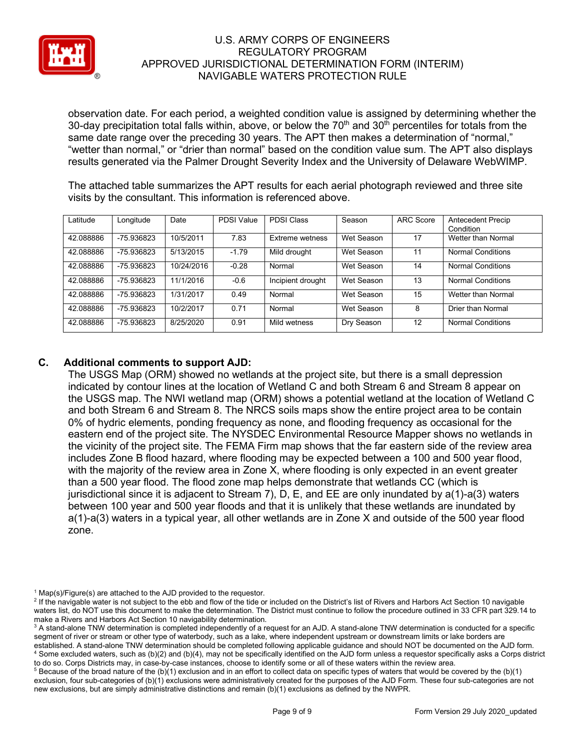observation date. For each period, a weighted condition value is assigned by determining whether the 30-day precipitation total falls within, above, or below the 70th and 30th percentiles for totals from the same date range over the preceding 30 years. The APT then makes a determination of "normal," "wetter than normal," or "drier than normal" based on the condition value sum. The APT also displays results generated via the Palmer Drought Severity Index and the University of Delaware WebWIMP.

The attached table summarizes the APT results for each aerial photograph reviewed and three site visits by the consultant. This information is referenced above.

| Latitude | Longitude | Date | PDSI Value | PDSI Class | Season | ARC Score | Antecedent Precip Condition |
|---|---|---|---|---|---|---|---|
| 42.088886 | -75.936823 | 10/5/2011 | 7.83 | Extreme wetness | Wet Season | 17 | Wetter than Normal |
| 42.088886 | -75.936823 | 5/13/2015 | -1.79 | Mild drought | Wet Season | 11 | Normal Conditions |
| 42.088886 | -75.936823 | 10/24/2016 | -0.28 | Normal | Wet Season | 14 | Normal Conditions |
| 42.088886 | -75.936823 | 11/1/2016 | -0.6 | Incipient drought | Wet Season | 13 | Normal Conditions |
| 42.088886 | -75.936823 | 1/31/2017 | 0.49 | Normal | Wet Season | 15 | Wetter than Normal |
| 42.088886 | -75.936823 | 10/2/2017 | 0.71 | Normal | Wet Season | 8 | Drier than Normal |
| 42.088886 | -75.936823 | 8/25/2020 | 0.91 | Mild wetness | Dry Season | 12 | Normal Conditions |

## C. Additional comments to support AJD:

The USGS Map (ORM) showed no wetlands at the project site, but there is a small depression indicated by contour lines at the location of Wetland C and both Stream 6 and Stream 8 appear on the USGS map. The NWI wetland map (ORM) shows a potential wetland at the location of Wetland C and both Stream 6 and Stream 8. The NRCS soils maps show the entire project area to be contain 0% of hydric elements, ponding frequency as none, and flooding frequency as occasional for the eastern end of the project site. The NYSDEC Environmental Resource Mapper shows no wetlands in the vicinity of the project site. The FEMA Firm map shows that the far eastern side of the review area includes Zone B flood hazard, where flooding may be expected between a 100 and 500 year flood, with the majority of the review area in Zone X, where flooding is only expected in an event greater than a 500 year flood. The flood zone map helps demonstrate that wetlands CC (which is jurisdictional since it is adjacent to Stream 7), D, E, and EE are only inundated by a(1)-a(3) waters between 100 year and 500 year floods and that it is unlikely that these wetlands are inundated by a(1)-a(3) waters in a typical year, all other wetlands are in Zone X and outside of the 500 year flood zone.

[1] Map(s)/Figure(s) are attached to the AJD provided to the requestor.

[2] If the navigable water is not subject to the ebb and flow of the tide or included on the District's list of Rivers and Harbors Act Section 10 navigable waters list, do NOT use this document to make the determination. The District must continue to follow the procedure outlined in 33 CFR part 329.14 to make a Rivers and Harbors Act Section 10 navigability determination.

[3] A stand-alone TNW determination is completed independently of a request for an AJD. A stand-alone TNW determination is conducted for a specific segment of river or stream or other type of waterbody, such as a lake, where independent upstream or downstream limits or lake borders are established. A stand-alone TNW determination should be completed following applicable guidance and should NOT be documented on the AJD form.

[4] Some excluded waters, such as (b)(2) and (b)(4), may not be specifically identified on the AJD form unless a requestor specifically asks a Corps district to do so. Corps Districts may, in case-by-case instances, choose to identify some or all of these waters within the review area.

[5] Because of the broad nature of the (b)(1) exclusion and in an effort to collect data on specific types of waters that would be covered by the (b)(1) exclusion, four sub-categories of (b)(1) exclusions were administratively created for the purposes of the AJD Form. These four sub-categories are not new exclusions, but are simply administrative distinctions and remain (b)(1) exclusions as defined by the NWPR.